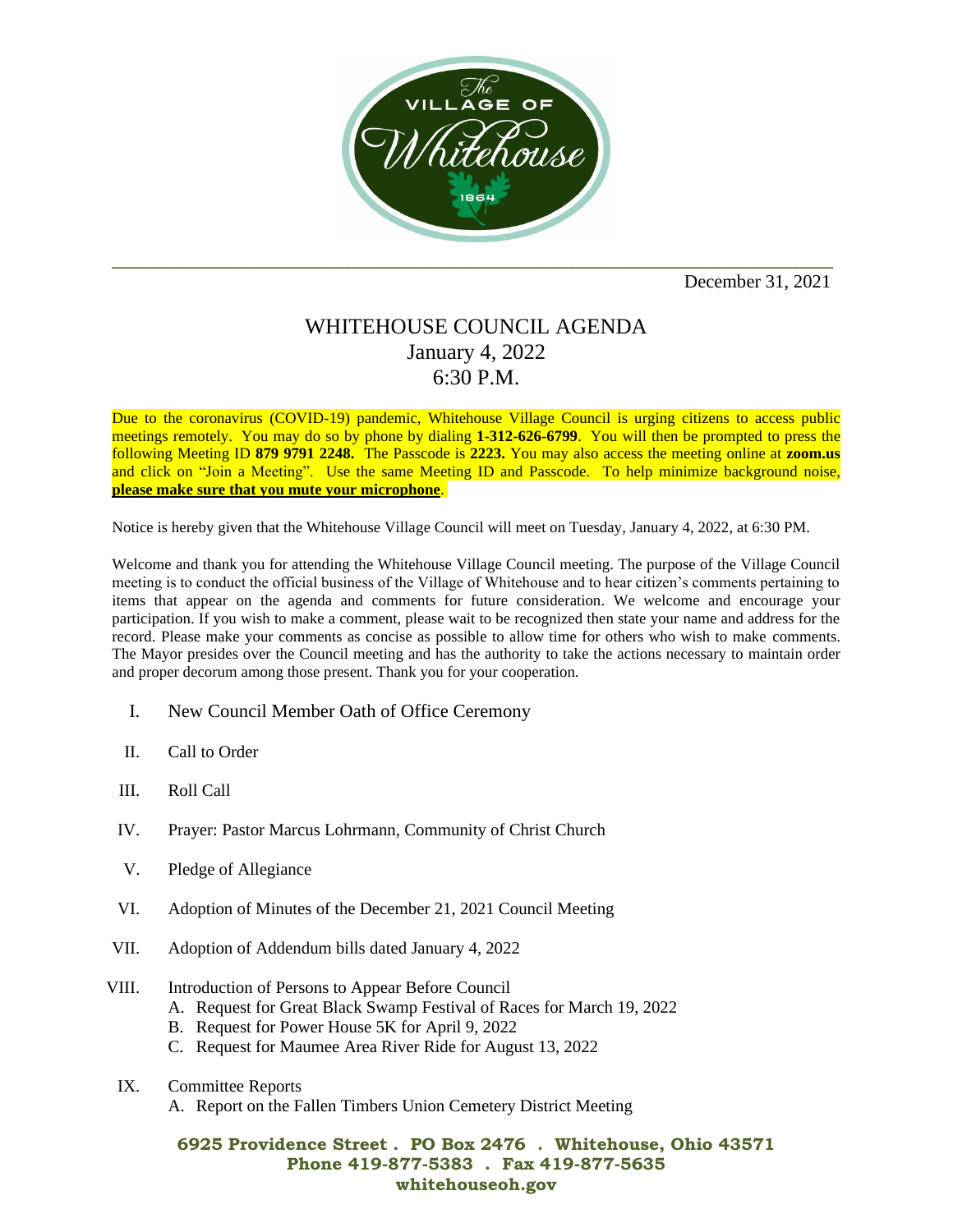December 31, 2021

# WHITEHOUSE COUNCIL AGENDA
## January 4, 2022
## 6:30 P.M.

Due to the coronavirus (COVID-19) pandemic, Whitehouse Village Council is urging citizens to access public meetings remotely. You may do so by phone by dialing **1-312-626-6799**. You will then be prompted to press the following Meeting ID **879 9791 2248.** The Passcode is **2223.** You may also access the meeting online at **zoom.us** and click on "Join a Meeting". Use the same Meeting ID and Passcode. To help minimize background noise, **please make sure that you mute your microphone**.

Notice is hereby given that the Whitehouse Village Council will meet on Tuesday, January 4, 2022, at 6:30 PM.

Welcome and thank you for attending the Whitehouse Village Council meeting. The purpose of the Village Council meeting is to conduct the official business of the Village of Whitehouse and to hear citizen's comments pertaining to items that appear on the agenda and comments for future consideration. We welcome and encourage your participation. If you wish to make a comment, please wait to be recognized then state your name and address for the record. Please make your comments as concise as possible to allow time for others who wish to make comments. The Mayor presides over the Council meeting and has the authority to take the actions necessary to maintain order and proper decorum among those present. Thank you for your cooperation.

I. New Council Member Oath of Office Ceremony

II. Call to Order

III. Roll Call

IV. Prayer: Pastor Marcus Lohrmann, Community of Christ Church

V. Pledge of Allegiance

VI. Adoption of Minutes of the December 21, 2021 Council Meeting

VII. Adoption of Addendum bills dated January 4, 2022

VIII. Introduction of Persons to Appear Before Council
   A. Request for Great Black Swamp Festival of Races for March 19, 2022
   B. Request for Power House 5K for April 9, 2022
   C. Request for Maumee Area River Ride for August 13, 2022

IX. Committee Reports
   A. Report on the Fallen Timbers Union Cemetery District Meeting

**6925 Providence Street . PO Box 2476 . Whitehouse, Ohio 43571**
**Phone 419-877-5383 . Fax 419-877-5635**
**whitehouseoh.gov**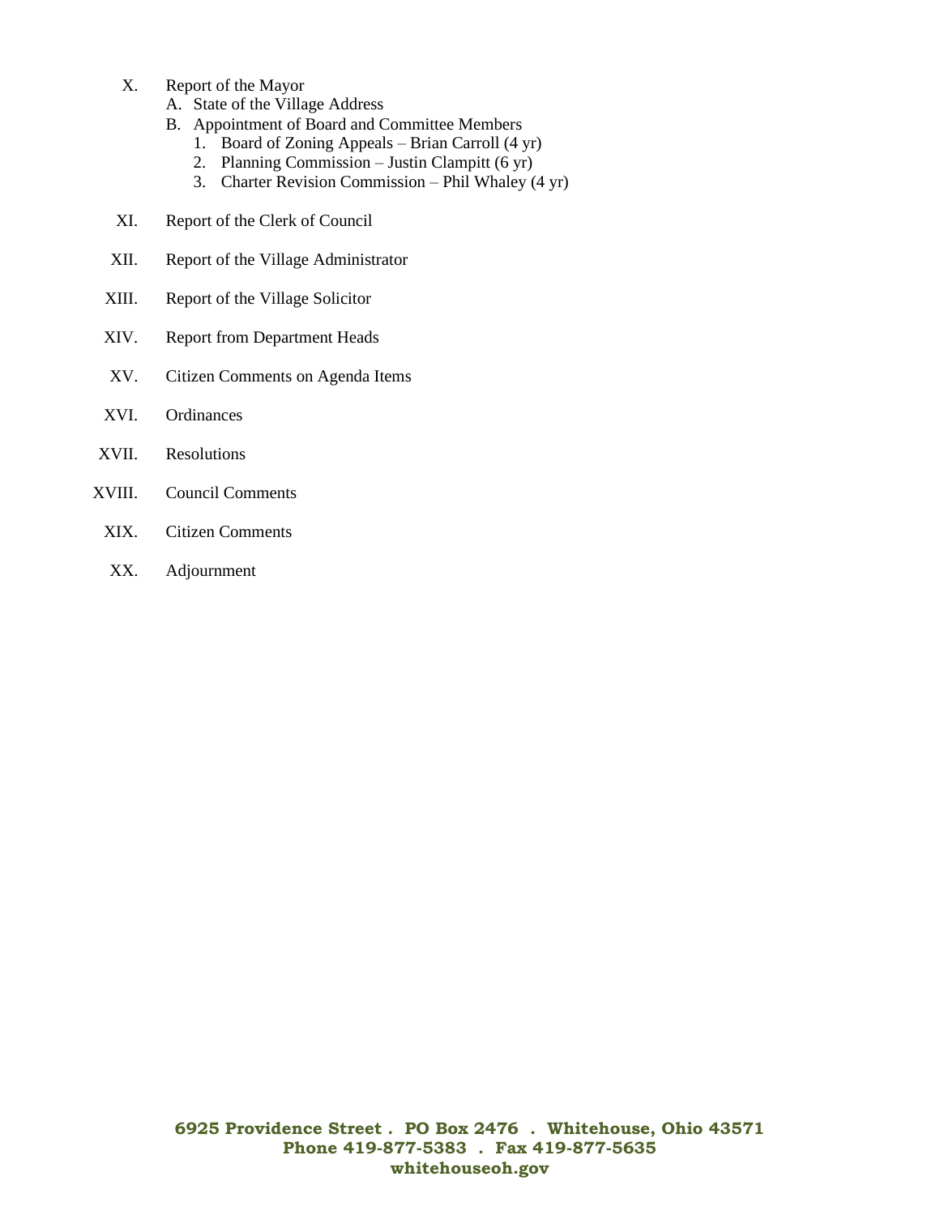X. Report of the Mayor
   A. State of the Village Address
   B. Appointment of Board and Committee Members
      1. Board of Zoning Appeals – Brian Carroll (4 yr)
      2. Planning Commission – Justin Clampitt (6 yr)
      3. Charter Revision Commission – Phil Whaley (4 yr)

XI. Report of the Clerk of Council

XII. Report of the Village Administrator

XIII. Report of the Village Solicitor

XIV. Report from Department Heads

XV. Citizen Comments on Agenda Items

XVI. Ordinances

XVII. Resolutions

XVIII. Council Comments

XIX. Citizen Comments

XX. Adjournment

**6925 Providence Street . PO Box 2476 . Whitehouse, Ohio 43571**
**Phone 419-877-5383 . Fax 419-877-5635**
**whitehouseoh.gov**